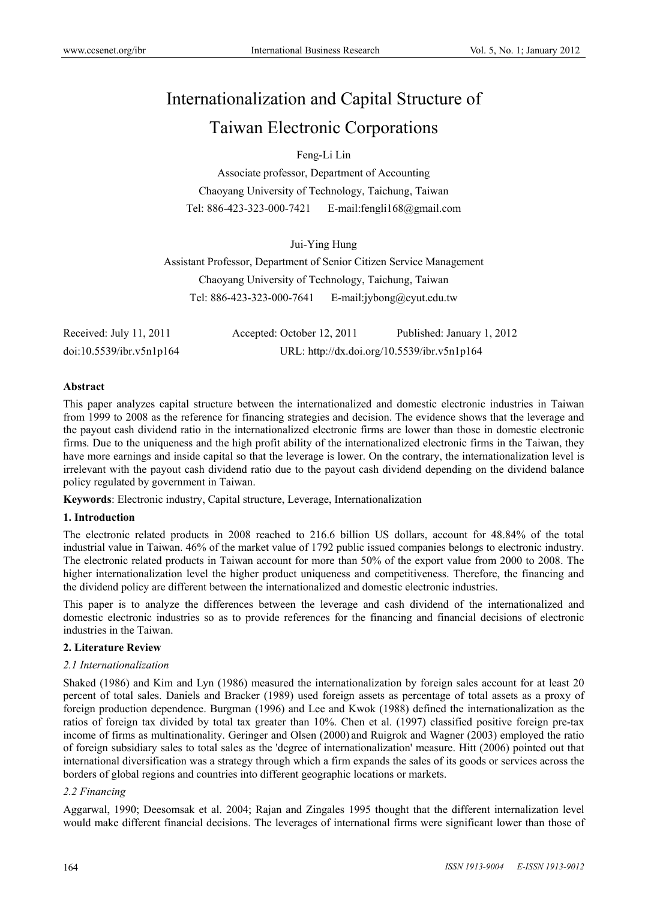# Internationalization and Capital Structure of Taiwan Electronic Corporations

Feng-Li Lin

Associate professor, Department of Accounting

Chaoyang University of Technology, Taichung, Taiwan

Tel: 886-423-323-000-7421 E-mail:fengli168@gmail.com

Jui-Ying Hung

Assistant Professor, Department of Senior Citizen Service Management

Chaoyang University of Technology, Taichung, Taiwan

Tel: 886-423-323-000-7641 E-mail:jybong@cyut.edu.tw

Received: July 11, 2011 Accepted: October 12, 2011 Published: January 1, 2012

doi:10.5539/ibr.v5n1p164 URL: http://dx.doi.org/10.5539/ibr.v5n1p164

**Abstract**

This paper analyzes capital structure between the internationalized and domestic electronic industries in Taiwan from 1999 to 2008 as the reference for financing strategies and decision. The evidence shows that the leverage and the payout cash dividend ratio in the internationalized electronic firms are lower than those in domestic electronic firms. Due to the uniqueness and the high profit ability of the internationalized electronic firms in the Taiwan, they have more earnings and inside capital so that the leverage is lower. On the contrary, the internationalization level is irrelevant with the payout cash dividend ratio due to the payout cash dividend depending on the dividend balance policy regulated by government in Taiwan.

**Keywords**: Electronic industry, Capital structure, Leverage, Internationalization

## 1. Introduction

The electronic related products in 2008 reached to 216.6 billion US dollars, account for 48.84% of the total industrial value in Taiwan. 46% of the market value of 1792 public issued companies belongs to electronic industry. The electronic related products in Taiwan account for more than 50% of the export value from 2000 to 2008. The higher internationalization level the higher product uniqueness and competitiveness. Therefore, the financing and the dividend policy are different between the internationalized and domestic electronic industries.

This paper is to analyze the differences between the leverage and cash dividend of the internationalized and domestic electronic industries so as to provide references for the financing and financial decisions of electronic industries in the Taiwan.

## 2. Literature Review

### *2.1 Internationalization*

Shaked (1986) and Kim and Lyn (1986) measured the internationalization by foreign sales account for at least 20 percent of total sales. Daniels and Bracker (1989) used foreign assets as percentage of total assets as a proxy of foreign production dependence. Burgman (1996) and Lee and Kwok (1988) defined the internationalization as the ratios of foreign tax divided by total tax greater than 10%. Chen et al. (1997) classified positive foreign pre-tax income of firms as multinationality. Geringer and Olsen (2000) and Ruigrok and Wagner (2003) employed the ratio of foreign subsidiary sales to total sales as the 'degree of internationalization' measure. Hitt (2006) pointed out that international diversification was a strategy through which a firm expands the sales of its goods or services across the borders of global regions and countries into different geographic locations or markets.

### *2.2 Financing*

Aggarwal, 1990; Deesomsak et al. 2004; Rajan and Zingales 1995 thought that the different internalization level would make different financial decisions. The leverages of international firms were significant lower than those of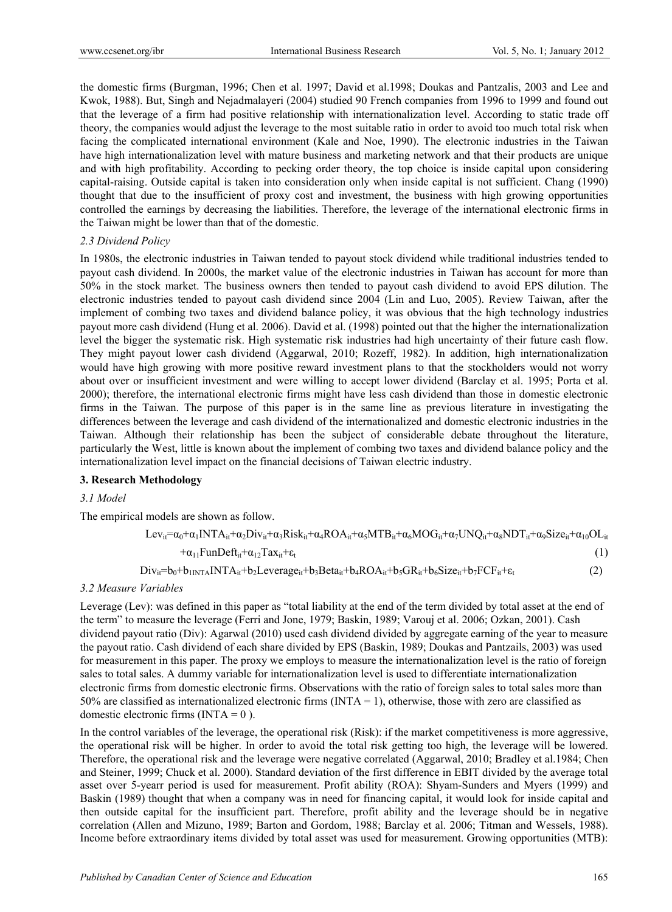the domestic firms (Burgman, 1996; Chen et al. 1997; David et al.1998; Doukas and Pantzalis, 2003 and Lee and Kwok, 1988). But, Singh and Nejadmalayeri (2004) studied 90 French companies from 1996 to 1999 and found out that the leverage of a firm had positive relationship with internationalization level. According to static trade off theory, the companies would adjust the leverage to the most suitable ratio in order to avoid too much total risk when facing the complicated international environment (Kale and Noe, 1990). The electronic industries in the Taiwan have high internationalization level with mature business and marketing network and that their products are unique and with high profitability. According to pecking order theory, the top choice is inside capital upon considering capital-raising. Outside capital is taken into consideration only when inside capital is not sufficient. Chang (1990) thought that due to the insufficient of proxy cost and investment, the business with high growing opportunities controlled the earnings by decreasing the liabilities. Therefore, the leverage of the international electronic firms in the Taiwan might be lower than that of the domestic.

### *2.3 Dividend Policy*

In 1980s, the electronic industries in Taiwan tended to payout stock dividend while traditional industries tended to payout cash dividend. In 2000s, the market value of the electronic industries in Taiwan has account for more than 50% in the stock market. The business owners then tended to payout cash dividend to avoid EPS dilution. The electronic industries tended to payout cash dividend since 2004 (Lin and Luo, 2005). Review Taiwan, after the implement of combing two taxes and dividend balance policy, it was obvious that the high technology industries payout more cash dividend (Hung et al. 2006). David et al. (1998) pointed out that the higher the internationalization level the bigger the systematic risk. High systematic risk industries had high uncertainty of their future cash flow. They might payout lower cash dividend (Aggarwal, 2010; Rozeff, 1982). In addition, high internationalization would have high growing with more positive reward investment plans to that the stockholders would not worry about over or insufficient investment and were willing to accept lower dividend (Barclay et al. 1995; Porta et al. 2000); therefore, the international electronic firms might have less cash dividend than those in domestic electronic firms in the Taiwan. The purpose of this paper is in the same line as previous literature in investigating the differences between the leverage and cash dividend of the internationalized and domestic electronic industries in the Taiwan. Although their relationship has been the subject of considerable debate throughout the literature, particularly the West, little is known about the implement of combing two taxes and dividend balance policy and the internationalization level impact on the financial decisions of Taiwan electric industry.

## **3. Research Methodology**

### *3.1 Model*

The empirical models are shown as follow.

$$Lev_{it}=\alpha_0+\alpha_1 INTA_{it}+\alpha_2 Div_{it}+\alpha_3 Risk_{it}+\alpha_4 ROA_{it}+\alpha_5 MTB_{it}+\alpha_6 MOG_{it}+\alpha_7 UNQ_{it}+\alpha_8 NDT_{it}+\alpha_9 Size_{it}+\alpha_{10} OL_{it}+\alpha_{11} FunDeft_{it}+\alpha_{12} Tax_{it}+\varepsilon_t \quad (1)$$

$$Div_{it}=b_0+b_{1INTA} INTA_{it}+b_2 Leverage_{it}+b_3 Beta_{it}+b_4 ROA_{it}+b_5 GR_{it}+b_6 Size_{it}+b_7 FCF_{it}+\varepsilon_t \quad (2)$$

### *3.2 Measure Variables*

Leverage (Lev): was defined in this paper as "total liability at the end of the term divided by total asset at the end of the term" to measure the leverage (Ferri and Jone, 1979; Baskin, 1989; Varouj et al. 2006; Ozkan, 2001). Cash dividend payout ratio (Div): Agarwal (2010) used cash dividend divided by aggregate earning of the year to measure the payout ratio. Cash dividend of each share divided by EPS (Baskin, 1989; Doukas and Pantzails, 2003) was used for measurement in this paper. The proxy we employs to measure the internationalization level is the ratio of foreign sales to total sales. A dummy variable for internationalization level is used to differentiate internationalization electronic firms from domestic electronic firms. Observations with the ratio of foreign sales to total sales more than 50% are classified as internationalized electronic firms (INTA = 1), otherwise, those with zero are classified as domestic electronic firms (INTA = 0 ).

In the control variables of the leverage, the operational risk (Risk): if the market competitiveness is more aggressive, the operational risk will be higher. In order to avoid the total risk getting too high, the leverage will be lowered. Therefore, the operational risk and the leverage were negative correlated (Aggarwal, 2010; Bradley et al.1984; Chen and Steiner, 1999; Chuck et al. 2000). Standard deviation of the first difference in EBIT divided by the average total asset over 5-yearr period is used for measurement. Profit ability (ROA): Shyam-Sunders and Myers (1999) and Baskin (1989) thought that when a company was in need for financing capital, it would look for inside capital and then outside capital for the insufficient part. Therefore, profit ability and the leverage should be in negative correlation (Allen and Mizuno, 1989; Barton and Gordom, 1988; Barclay et al. 2006; Titman and Wessels, 1988). Income before extraordinary items divided by total asset was used for measurement. Growing opportunities (MTB):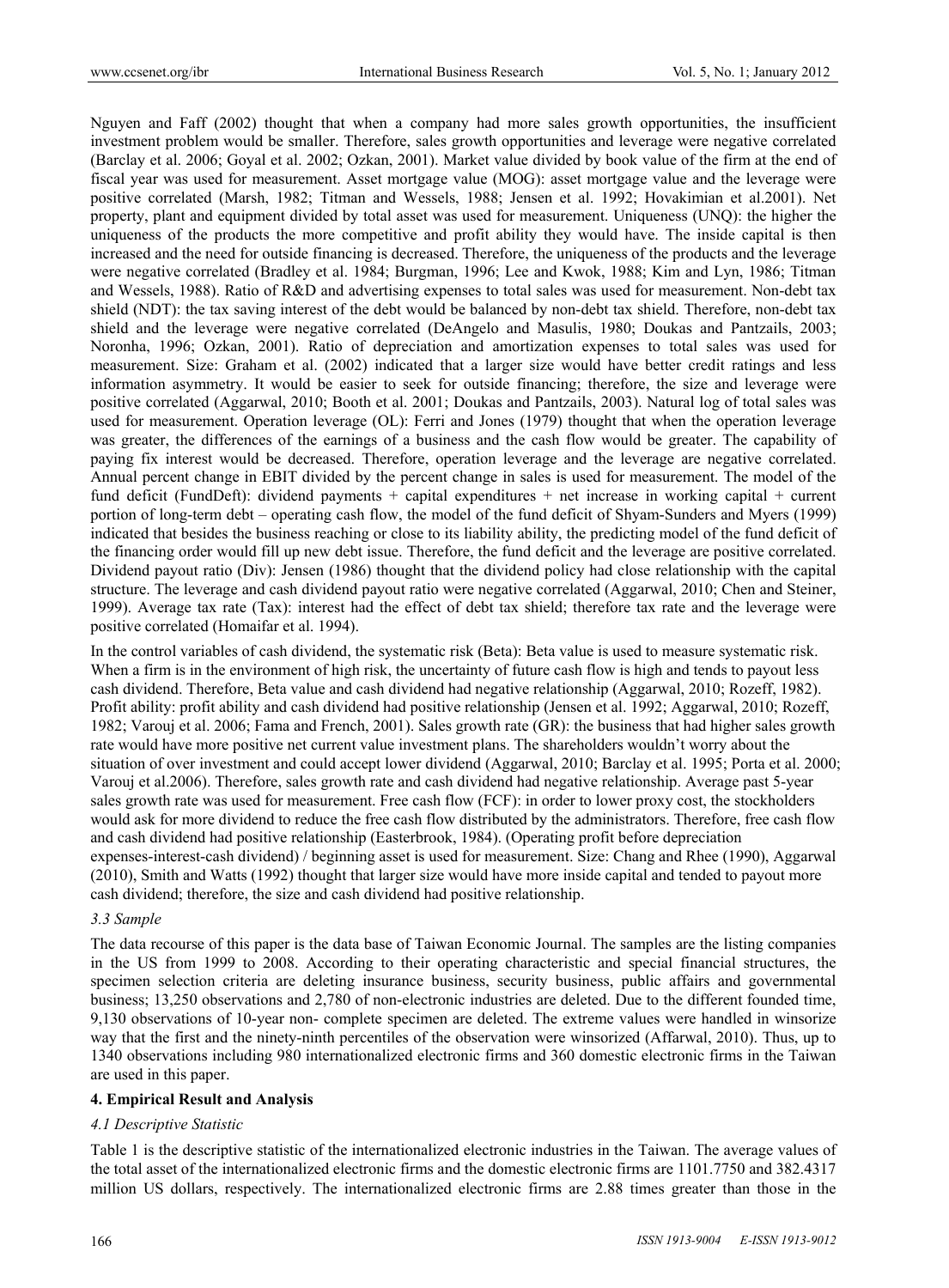Nguyen and Faff (2002) thought that when a company had more sales growth opportunities, the insufficient investment problem would be smaller. Therefore, sales growth opportunities and leverage were negative correlated (Barclay et al. 2006; Goyal et al. 2002; Ozkan, 2001). Market value divided by book value of the firm at the end of fiscal year was used for measurement. Asset mortgage value (MOG): asset mortgage value and the leverage were positive correlated (Marsh, 1982; Titman and Wessels, 1988; Jensen et al. 1992; Hovakimian et al.2001). Net property, plant and equipment divided by total asset was used for measurement. Uniqueness (UNQ): the higher the uniqueness of the products the more competitive and profit ability they would have. The inside capital is then increased and the need for outside financing is decreased. Therefore, the uniqueness of the products and the leverage were negative correlated (Bradley et al. 1984; Burgman, 1996; Lee and Kwok, 1988; Kim and Lyn, 1986; Titman and Wessels, 1988). Ratio of R&D and advertising expenses to total sales was used for measurement. Non-debt tax shield (NDT): the tax saving interest of the debt would be balanced by non-debt tax shield. Therefore, non-debt tax shield and the leverage were negative correlated (DeAngelo and Masulis, 1980; Doukas and Pantzails, 2003; Noronha, 1996; Ozkan, 2001). Ratio of depreciation and amortization expenses to total sales was used for measurement. Size: Graham et al. (2002) indicated that a larger size would have better credit ratings and less information asymmetry. It would be easier to seek for outside financing; therefore, the size and leverage were positive correlated (Aggarwal, 2010; Booth et al. 2001; Doukas and Pantzails, 2003). Natural log of total sales was used for measurement. Operation leverage (OL): Ferri and Jones (1979) thought that when the operation leverage was greater, the differences of the earnings of a business and the cash flow would be greater. The capability of paying fix interest would be decreased. Therefore, operation leverage and the leverage are negative correlated. Annual percent change in EBIT divided by the percent change in sales is used for measurement. The model of the fund deficit (FundDeft): dividend payments + capital expenditures + net increase in working capital + current portion of long-term debt – operating cash flow, the model of the fund deficit of Shyam-Sunders and Myers (1999) indicated that besides the business reaching or close to its liability ability, the predicting model of the fund deficit of the financing order would fill up new debt issue. Therefore, the fund deficit and the leverage are positive correlated. Dividend payout ratio (Div): Jensen (1986) thought that the dividend policy had close relationship with the capital structure. The leverage and cash dividend payout ratio were negative correlated (Aggarwal, 2010; Chen and Steiner, 1999). Average tax rate (Tax): interest had the effect of debt tax shield; therefore tax rate and the leverage were positive correlated (Homaifar et al. 1994).

In the control variables of cash dividend, the systematic risk (Beta): Beta value is used to measure systematic risk. When a firm is in the environment of high risk, the uncertainty of future cash flow is high and tends to payout less cash dividend. Therefore, Beta value and cash dividend had negative relationship (Aggarwal, 2010; Rozeff, 1982). Profit ability: profit ability and cash dividend had positive relationship (Jensen et al. 1992; Aggarwal, 2010; Rozeff, 1982; Varouj et al. 2006; Fama and French, 2001). Sales growth rate (GR): the business that had higher sales growth rate would have more positive net current value investment plans. The shareholders wouldn't worry about the situation of over investment and could accept lower dividend (Aggarwal, 2010; Barclay et al. 1995; Porta et al. 2000; Varouj et al.2006). Therefore, sales growth rate and cash dividend had negative relationship. Average past 5-year sales growth rate was used for measurement. Free cash flow (FCF): in order to lower proxy cost, the stockholders would ask for more dividend to reduce the free cash flow distributed by the administrators. Therefore, free cash flow and cash dividend had positive relationship (Easterbrook, 1984). (Operating profit before depreciation expenses-interest-cash dividend) / beginning asset is used for measurement. Size: Chang and Rhee (1990), Aggarwal (2010), Smith and Watts (1992) thought that larger size would have more inside capital and tended to payout more cash dividend; therefore, the size and cash dividend had positive relationship.

### *3.3 Sample*

The data recourse of this paper is the data base of Taiwan Economic Journal. The samples are the listing companies in the US from 1999 to 2008. According to their operating characteristic and special financial structures, the specimen selection criteria are deleting insurance business, security business, public affairs and governmental business; 13,250 observations and 2,780 of non-electronic industries are deleted. Due to the different founded time, 9,130 observations of 10-year non- complete specimen are deleted. The extreme values were handled in winsorize way that the first and the ninety-ninth percentiles of the observation were winsorized (Affarwal, 2010). Thus, up to 1340 observations including 980 internationalized electronic firms and 360 domestic electronic firms in the Taiwan are used in this paper.

## **4. Empirical Result and Analysis**

### *4.1 Descriptive Statistic*

Table 1 is the descriptive statistic of the internationalized electronic industries in the Taiwan. The average values of the total asset of the internationalized electronic firms and the domestic electronic firms are 1101.7750 and 382.4317 million US dollars, respectively. The internationalized electronic firms are 2.88 times greater than those in the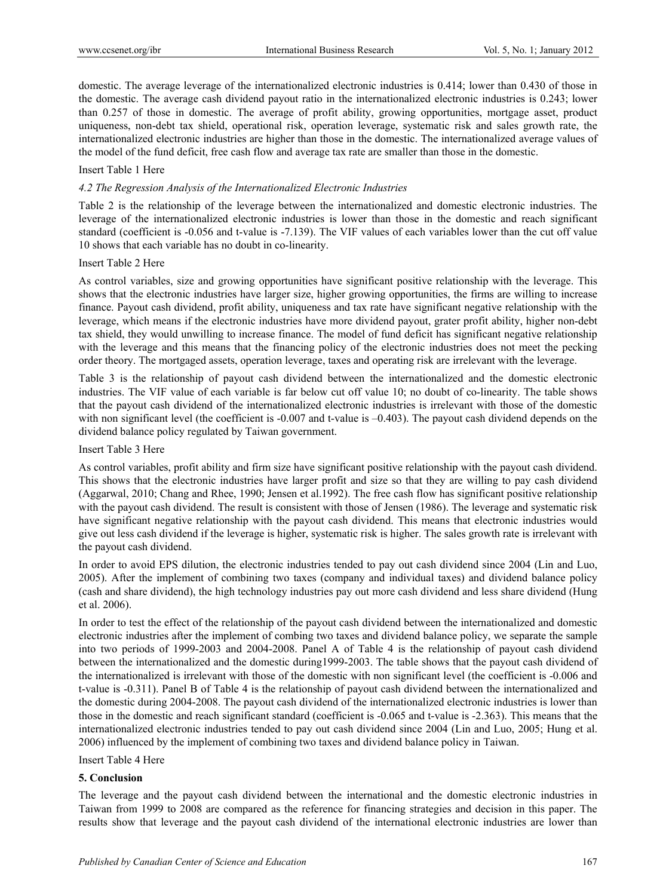domestic. The average leverage of the internationalized electronic industries is 0.414; lower than 0.430 of those in the domestic. The average cash dividend payout ratio in the internationalized electronic industries is 0.243; lower than 0.257 of those in domestic. The average of profit ability, growing opportunities, mortgage asset, product uniqueness, non-debt tax shield, operational risk, operation leverage, systematic risk and sales growth rate, the internationalized electronic industries are higher than those in the domestic. The internationalized average values of the model of the fund deficit, free cash flow and average tax rate are smaller than those in the domestic.

Insert Table 1 Here

*4.2 The Regression Analysis of the Internationalized Electronic Industries*

Table 2 is the relationship of the leverage between the internationalized and domestic electronic industries. The leverage of the internationalized electronic industries is lower than those in the domestic and reach significant standard (coefficient is -0.056 and t-value is -7.139). The VIF values of each variables lower than the cut off value 10 shows that each variable has no doubt in co-linearity.

Insert Table 2 Here

As control variables, size and growing opportunities have significant positive relationship with the leverage. This shows that the electronic industries have larger size, higher growing opportunities, the firms are willing to increase finance. Payout cash dividend, profit ability, uniqueness and tax rate have significant negative relationship with the leverage, which means if the electronic industries have more dividend payout, grater profit ability, higher non-debt tax shield, they would unwilling to increase finance. The model of fund deficit has significant negative relationship with the leverage and this means that the financing policy of the electronic industries does not meet the pecking order theory. The mortgaged assets, operation leverage, taxes and operating risk are irrelevant with the leverage.

Table 3 is the relationship of payout cash dividend between the internationalized and the domestic electronic industries. The VIF value of each variable is far below cut off value 10; no doubt of co-linearity. The table shows that the payout cash dividend of the internationalized electronic industries is irrelevant with those of the domestic with non significant level (the coefficient is -0.007 and t-value is –0.403). The payout cash dividend depends on the dividend balance policy regulated by Taiwan government.

Insert Table 3 Here

As control variables, profit ability and firm size have significant positive relationship with the payout cash dividend. This shows that the electronic industries have larger profit and size so that they are willing to pay cash dividend (Aggarwal, 2010; Chang and Rhee, 1990; Jensen et al.1992). The free cash flow has significant positive relationship with the payout cash dividend. The result is consistent with those of Jensen (1986). The leverage and systematic risk have significant negative relationship with the payout cash dividend. This means that electronic industries would give out less cash dividend if the leverage is higher, systematic risk is higher. The sales growth rate is irrelevant with the payout cash dividend.

In order to avoid EPS dilution, the electronic industries tended to pay out cash dividend since 2004 (Lin and Luo, 2005). After the implement of combining two taxes (company and individual taxes) and dividend balance policy (cash and share dividend), the high technology industries pay out more cash dividend and less share dividend (Hung et al. 2006).

In order to test the effect of the relationship of the payout cash dividend between the internationalized and domestic electronic industries after the implement of combing two taxes and dividend balance policy, we separate the sample into two periods of 1999-2003 and 2004-2008. Panel A of Table 4 is the relationship of payout cash dividend between the internationalized and the domestic during1999-2003. The table shows that the payout cash dividend of the internationalized is irrelevant with those of the domestic with non significant level (the coefficient is -0.006 and t-value is -0.311). Panel B of Table 4 is the relationship of payout cash dividend between the internationalized and the domestic during 2004-2008. The payout cash dividend of the internationalized electronic industries is lower than those in the domestic and reach significant standard (coefficient is -0.065 and t-value is -2.363). This means that the internationalized electronic industries tended to pay out cash dividend since 2004 (Lin and Luo, 2005; Hung et al. 2006) influenced by the implement of combining two taxes and dividend balance policy in Taiwan.

Insert Table 4 Here

## 5. Conclusion

The leverage and the payout cash dividend between the international and the domestic electronic industries in Taiwan from 1999 to 2008 are compared as the reference for financing strategies and decision in this paper. The results show that leverage and the payout cash dividend of the international electronic industries are lower than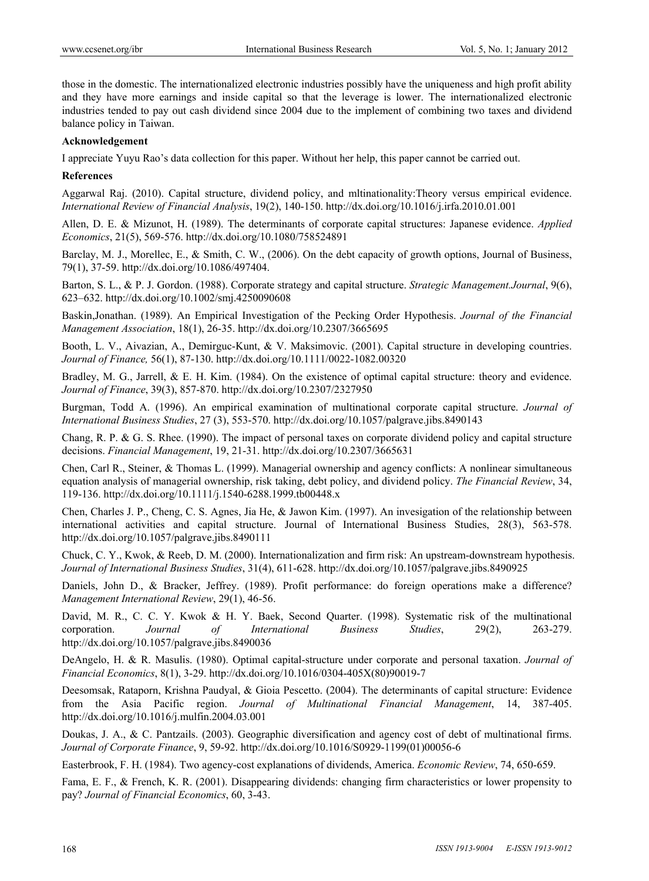those in the domestic. The internationalized electronic industries possibly have the uniqueness and high profit ability and they have more earnings and inside capital so that the leverage is lower. The internationalized electronic industries tended to pay out cash dividend since 2004 due to the implement of combining two taxes and dividend balance policy in Taiwan.

**Acknowledgement**

I appreciate Yuyu Rao's data collection for this paper. Without her help, this paper cannot be carried out.

**References**

Aggarwal Raj. (2010). Capital structure, dividend policy, and mltinationality:Theory versus empirical evidence. *International Review of Financial Analysis*, 19(2), 140-150. http://dx.doi.org/10.1016/j.irfa.2010.01.001

Allen, D. E. & Mizunot, H. (1989). The determinants of corporate capital structures: Japanese evidence. *Applied Economics*, 21(5), 569-576. http://dx.doi.org/10.1080/758524891

Barclay, M. J., Morellec, E., & Smith, C. W., (2006). On the debt capacity of growth options, Journal of Business, 79(1), 37-59. http://dx.doi.org/10.1086/497404.

Barton, S. L., & P. J. Gordon. (1988). Corporate strategy and capital structure. *Strategic Management.Journal*, 9(6), 623–632. http://dx.doi.org/10.1002/smj.4250090608

Baskin,Jonathan. (1989). An Empirical Investigation of the Pecking Order Hypothesis. *Journal of the Financial Management Association*, 18(1), 26-35. http://dx.doi.org/10.2307/3665695

Booth, L. V., Aivazian, A., Demirguc-Kunt, & V. Maksimovic. (2001). Capital structure in developing countries. *Journal of Finance,* 56(1), 87-130. http://dx.doi.org/10.1111/0022-1082.00320

Bradley, M. G., Jarrell, & E. H. Kim. (1984). On the existence of optimal capital structure: theory and evidence. *Journal of Finance*, 39(3), 857-870. http://dx.doi.org/10.2307/2327950

Burgman, Todd A. (1996). An empirical examination of multinational corporate capital structure. *Journal of International Business Studies*, 27 (3), 553-570. http://dx.doi.org/10.1057/palgrave.jibs.8490143

Chang, R. P. & G. S. Rhee. (1990). The impact of personal taxes on corporate dividend policy and capital structure decisions. *Financial Management*, 19, 21-31. http://dx.doi.org/10.2307/3665631

Chen, Carl R., Steiner, & Thomas L. (1999). Managerial ownership and agency conflicts: A nonlinear simultaneous equation analysis of managerial ownership, risk taking, debt policy, and dividend policy. *The Financial Review*, 34, 119-136. http://dx.doi.org/10.1111/j.1540-6288.1999.tb00448.x

Chen, Charles J. P., Cheng, C. S. Agnes, Jia He, & Jawon Kim. (1997). An invesigation of the relationship between international activities and capital structure. Journal of International Business Studies, 28(3), 563-578. http://dx.doi.org/10.1057/palgrave.jibs.8490111

Chuck, C. Y., Kwok, & Reeb, D. M. (2000). Internationalization and firm risk: An upstream-downstream hypothesis. *Journal of International Business Studies*, 31(4), 611-628. http://dx.doi.org/10.1057/palgrave.jibs.8490925

Daniels, John D., & Bracker, Jeffrey. (1989). Profit performance: do foreign operations make a difference? *Management International Review*, 29(1), 46-56.

David, M. R., C. C. Y. Kwok & H. Y. Baek, Second Quarter. (1998). Systematic risk of the multinational corporation. *Journal of International Business Studies*, 29(2), 263-279. http://dx.doi.org/10.1057/palgrave.jibs.8490036

DeAngelo, H. & R. Masulis. (1980). Optimal capital-structure under corporate and personal taxation. *Journal of Financial Economics*, 8(1), 3-29. http://dx.doi.org/10.1016/0304-405X(80)90019-7

Deesomsak, Rataporn, Krishna Paudyal, & Gioia Pescetto. (2004). The determinants of capital structure: Evidence from the Asia Pacific region. *Journal of Multinational Financial Management*, 14, 387-405. http://dx.doi.org/10.1016/j.mulfin.2004.03.001

Doukas, J. A., & C. Pantzails. (2003). Geographic diversification and agency cost of debt of multinational firms. *Journal of Corporate Finance*, 9, 59-92. http://dx.doi.org/10.1016/S0929-1199(01)00056-6

Easterbrook, F. H. (1984). Two agency-cost explanations of dividends, America. *Economic Review*, 74, 650-659.

Fama, E. F., & French, K. R. (2001). Disappearing dividends: changing firm characteristics or lower propensity to pay? *Journal of Financial Economics*, 60, 3-43.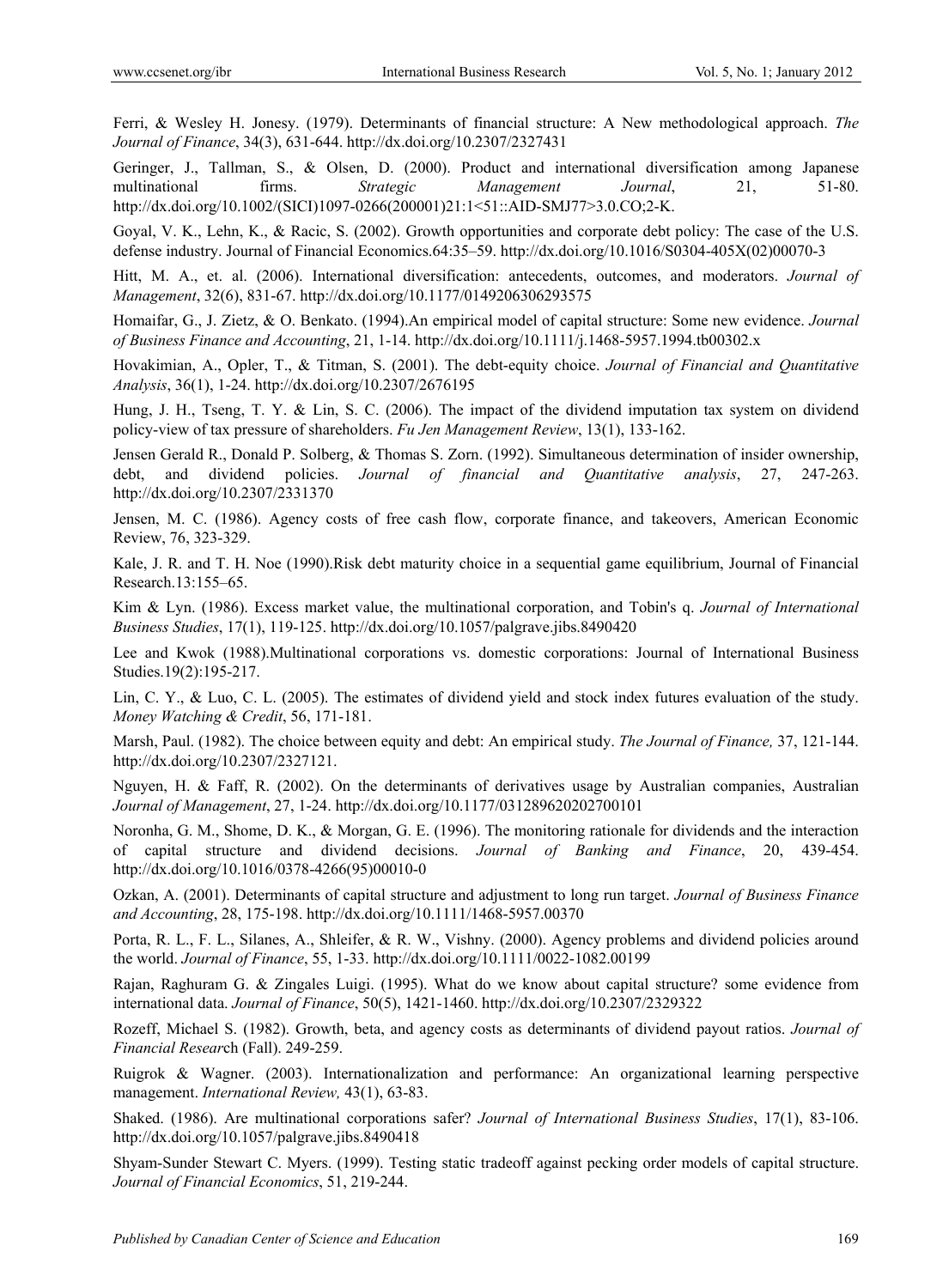Ferri, & Wesley H. Jonesy. (1979). Determinants of financial structure: A New methodological approach. *The Journal of Finance*, 34(3), 631-644. http://dx.doi.org/10.2307/2327431

Geringer, J., Tallman, S., & Olsen, D. (2000). Product and international diversification among Japanese multinational firms. *Strategic Management Journal*, 21, 51-80. http://dx.doi.org/10.1002/(SICI)1097-0266(200001)21:1<51::AID-SMJ77>3.0.CO;2-K.

Goyal, V. K., Lehn, K., & Racic, S. (2002). Growth opportunities and corporate debt policy: The case of the U.S. defense industry. Journal of Financial Economics.64:35–59. http://dx.doi.org/10.1016/S0304-405X(02)00070-3

Hitt, M. A., et. al. (2006). International diversification: antecedents, outcomes, and moderators. *Journal of Management*, 32(6), 831-67. http://dx.doi.org/10.1177/0149206306293575

Homaifar, G., J. Zietz, & O. Benkato. (1994).An empirical model of capital structure: Some new evidence. *Journal of Business Finance and Accounting*, 21, 1-14. http://dx.doi.org/10.1111/j.1468-5957.1994.tb00302.x

Hovakimian, A., Opler, T., & Titman, S. (2001). The debt-equity choice. *Journal of Financial and Quantitative Analysis*, 36(1), 1-24. http://dx.doi.org/10.2307/2676195

Hung, J. H., Tseng, T. Y. & Lin, S. C. (2006). The impact of the dividend imputation tax system on dividend policy-view of tax pressure of shareholders. *Fu Jen Management Review*, 13(1), 133-162.

Jensen Gerald R., Donald P. Solberg, & Thomas S. Zorn. (1992). Simultaneous determination of insider ownership, debt, and dividend policies. *Journal of financial and Quantitative analysis*, 27, 247-263. http://dx.doi.org/10.2307/2331370

Jensen, M. C. (1986). Agency costs of free cash flow, corporate finance, and takeovers, American Economic Review, 76, 323-329.

Kale, J. R. and T. H. Noe (1990).Risk debt maturity choice in a sequential game equilibrium, Journal of Financial Research.13:155–65.

Kim & Lyn. (1986). Excess market value, the multinational corporation, and Tobin's q. *Journal of International Business Studies*, 17(1), 119-125. http://dx.doi.org/10.1057/palgrave.jibs.8490420

Lee and Kwok (1988).Multinational corporations vs. domestic corporations: Journal of International Business Studies.19(2):195-217.

Lin, C. Y., & Luo, C. L. (2005). The estimates of dividend yield and stock index futures evaluation of the study. *Money Watching & Credit*, 56, 171-181.

Marsh, Paul. (1982). The choice between equity and debt: An empirical study. *The Journal of Finance,* 37, 121-144. http://dx.doi.org/10.2307/2327121.

Nguyen, H. & Faff, R. (2002). On the determinants of derivatives usage by Australian companies, Australian *Journal of Management*, 27, 1-24. http://dx.doi.org/10.1177/031289620202700101

Noronha, G. M., Shome, D. K., & Morgan, G. E. (1996). The monitoring rationale for dividends and the interaction of capital structure and dividend decisions. *Journal of Banking and Finance*, 20, 439-454. http://dx.doi.org/10.1016/0378-4266(95)00010-0

Ozkan, A. (2001). Determinants of capital structure and adjustment to long run target. *Journal of Business Finance and Accounting*, 28, 175-198. http://dx.doi.org/10.1111/1468-5957.00370

Porta, R. L., F. L., Silanes, A., Shleifer, & R. W., Vishny. (2000). Agency problems and dividend policies around the world. *Journal of Finance*, 55, 1-33. http://dx.doi.org/10.1111/0022-1082.00199

Rajan, Raghuram G. & Zingales Luigi. (1995). What do we know about capital structure? some evidence from international data. *Journal of Finance*, 50(5), 1421-1460. http://dx.doi.org/10.2307/2329322

Rozeff, Michael S. (1982). Growth, beta, and agency costs as determinants of dividend payout ratios. *Journal of Financial Research* (Fall). 249-259.

Ruigrok & Wagner. (2003). Internationalization and performance: An organizational learning perspective management. *International Review,* 43(1), 63-83.

Shaked. (1986). Are multinational corporations safer? *Journal of International Business Studies*, 17(1), 83-106. http://dx.doi.org/10.1057/palgrave.jibs.8490418

Shyam-Sunder Stewart C. Myers. (1999). Testing static tradeoff against pecking order models of capital structure. *Journal of Financial Economics*, 51, 219-244.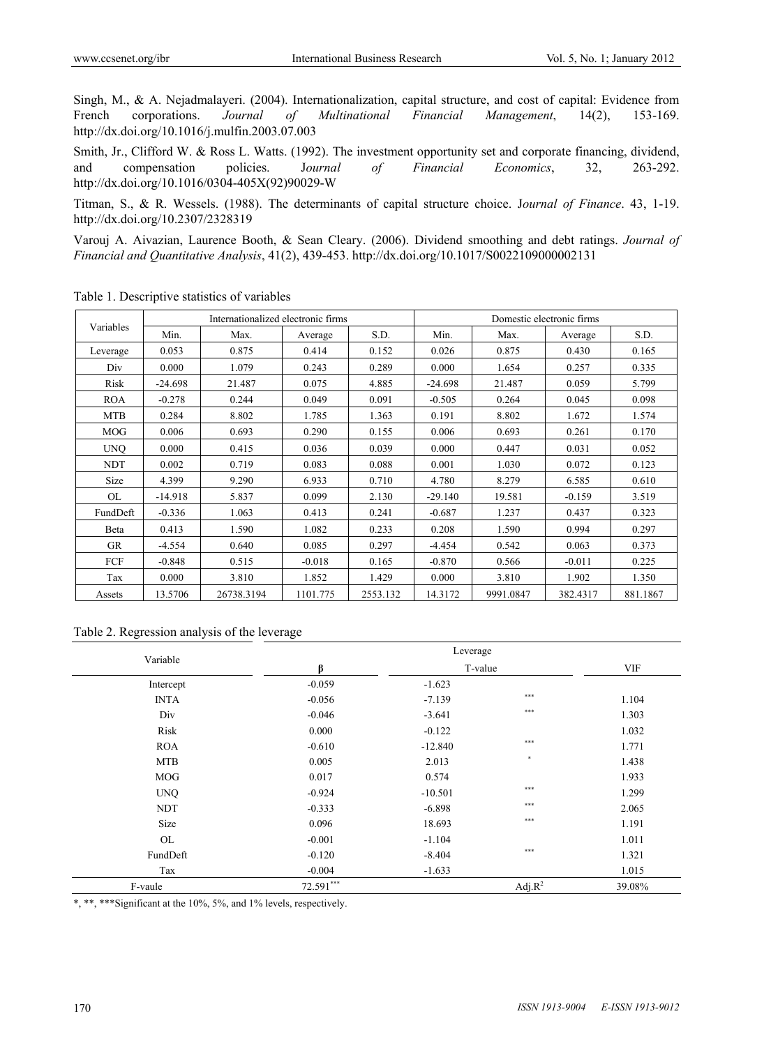Singh, M., & A. Nejadmalayeri. (2004). Internationalization, capital structure, and cost of capital: Evidence from French corporations. *Journal of Multinational Financial Management*, 14(2), 153-169. http://dx.doi.org/10.1016/j.mulfin.2003.07.003

Smith, Jr., Clifford W. & Ross L. Watts. (1992). The investment opportunity set and corporate financing, dividend, and compensation policies. J*ournal of Financial Economics*, 32, 263-292. http://dx.doi.org/10.1016/0304-405X(92)90029-W

Titman, S., & R. Wessels. (1988). The determinants of capital structure choice. J*ournal of Finance*. 43, 1-19. http://dx.doi.org/10.2307/2328319

Varouj A. Aivazian, Laurence Booth, & Sean Cleary. (2006). Dividend smoothing and debt ratings. *Journal of Financial and Quantitative Analysis*, 41(2), 439-453. http://dx.doi.org/10.1017/S0022109000002131

Table 1. Descriptive statistics of variables

| Variables | Internationalized electronic firms | | | | Domestic electronic firms | | | |
|---|---|---|---|---|---|---|---|---|
| | Min. | Max. | Average | S.D. | Min. | Max. | Average | S.D. |
| Leverage | 0.053 | 0.875 | 0.414 | 0.152 | 0.026 | 0.875 | 0.430 | 0.165 |
| Div | 0.000 | 1.079 | 0.243 | 0.289 | 0.000 | 1.654 | 0.257 | 0.335 |
| Risk | -24.698 | 21.487 | 0.075 | 4.885 | -24.698 | 21.487 | 0.059 | 5.799 |
| ROA | -0.278 | 0.244 | 0.049 | 0.091 | -0.505 | 0.264 | 0.045 | 0.098 |
| MTB | 0.284 | 8.802 | 1.785 | 1.363 | 0.191 | 8.802 | 1.672 | 1.574 |
| MOG | 0.006 | 0.693 | 0.290 | 0.155 | 0.006 | 0.693 | 0.261 | 0.170 |
| UNQ | 0.000 | 0.415 | 0.036 | 0.039 | 0.000 | 0.447 | 0.031 | 0.052 |
| NDT | 0.002 | 0.719 | 0.083 | 0.088 | 0.001 | 1.030 | 0.072 | 0.123 |
| Size | 4.399 | 9.290 | 6.933 | 0.710 | 4.780 | 8.279 | 6.585 | 0.610 |
| OL | -14.918 | 5.837 | 0.099 | 2.130 | -29.140 | 19.581 | -0.159 | 3.519 |
| FundDeft | -0.336 | 1.063 | 0.413 | 0.241 | -0.687 | 1.237 | 0.437 | 0.323 |
| Beta | 0.413 | 1.590 | 1.082 | 0.233 | 0.208 | 1.590 | 0.994 | 0.297 |
| GR | -4.554 | 0.640 | 0.085 | 0.297 | -4.454 | 0.542 | 0.063 | 0.373 |
| FCF | -0.848 | 0.515 | -0.018 | 0.165 | -0.870 | 0.566 | -0.011 | 0.225 |
| Tax | 0.000 | 3.810 | 1.852 | 1.429 | 0.000 | 3.810 | 1.902 | 1.350 |
| Assets | 13.5706 | 26738.3194 | 1101.775 | 2553.132 | 14.3172 | 9991.0847 | 382.4317 | 881.1867 |

Table 2. Regression analysis of the leverage

| Variable | Leverage | | | |
|---|---|---|---|---|
| | β | T-value | | VIF |
| Intercept | -0.059 | -1.623 | | |
| INTA | -0.056 | -7.139 | *** | 1.104 |
| Div | -0.046 | -3.641 | *** | 1.303 |
| Risk | 0.000 | -0.122 | | 1.032 |
| ROA | -0.610 | -12.840 | *** | 1.771 |
| MTB | 0.005 | 2.013 | * | 1.438 |
| MOG | 0.017 | 0.574 | | 1.933 |
| UNQ | -0.924 | -10.501 | *** | 1.299 |
| NDT | -0.333 | -6.898 | *** | 2.065 |
| Size | 0.096 | 18.693 | *** | 1.191 |
| OL | -0.001 | -1.104 | | 1.011 |
| FundDeft | -0.120 | -8.404 | *** | 1.321 |
| Tax | -0.004 | -1.633 | | 1.015 |
| F-vaule | 72.591*** | | Adj.$R^2$ | 39.08% |

*, **, ***Significant at the 10%, 5%, and 1% levels, respectively.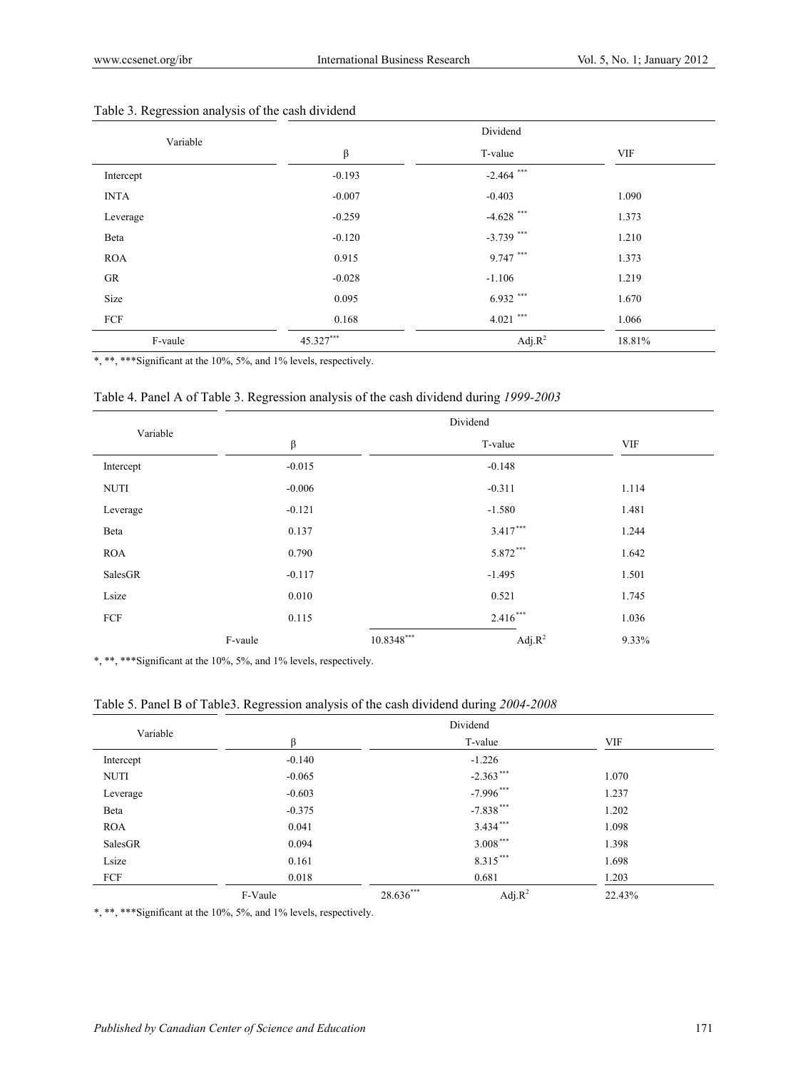Table 3. Regression analysis of the cash dividend

| Variable | Dividend | | |
|---|---|---|---|
| | β | T-value | VIF |
| Intercept | -0.193 | -2.464 *** | |
| INTA | -0.007 | -0.403 | 1.090 |
| Leverage | -0.259 | -4.628 *** | 1.373 |
| Beta | -0.120 | -3.739 *** | 1.210 |
| ROA | 0.915 | 9.747 *** | 1.373 |
| GR | -0.028 | -1.106 | 1.219 |
| Size | 0.095 | 6.932 *** | 1.670 |
| FCF | 0.168 | 4.021 *** | 1.066 |
| F-vaule | 45.327*** | Adj.$R^2$ | 18.81% |

*, **, ***Significant at the 10%, 5%, and 1% levels, respectively.

Table 4. Panel A of Table 3. Regression analysis of the cash dividend during *1999-2003*

| Variable | Dividend | | |
|---|---|---|---|
| | β | T-value | VIF |
| Intercept | -0.015 | -0.148 | |
| NUTI | -0.006 | -0.311 | 1.114 |
| Leverage | -0.121 | -1.580 | 1.481 |
| Beta | 0.137 | 3.417*** | 1.244 |
| ROA | 0.790 | 5.872*** | 1.642 |
| SalesGR | -0.117 | -1.495 | 1.501 |
| Lsize | 0.010 | 0.521 | 1.745 |
| FCF | 0.115 | 2.416*** | 1.036 |
| F-vaule | 10.8348*** | Adj.$R^2$ | 9.33% |

*, **, ***Significant at the 10%, 5%, and 1% levels, respectively.

Table 5. Panel B of Table3. Regression analysis of the cash dividend during *2004-2008*

| Variable | Dividend | | |
|---|---|---|---|
| | β | T-value | VIF |
| Intercept | -0.140 | -1.226 | |
| NUTI | -0.065 | -2.363*** | 1.070 |
| Leverage | -0.603 | -7.996*** | 1.237 |
| Beta | -0.375 | -7.838*** | 1.202 |
| ROA | 0.041 | 3.434*** | 1.098 |
| SalesGR | 0.094 | 3.008*** | 1.398 |
| Lsize | 0.161 | 8.315*** | 1.698 |
| FCF | 0.018 | 0.681 | 1.203 |
| F-Vaule | 28.636*** | Adj.$R^2$ | 22.43% |

*, **, ***Significant at the 10%, 5%, and 1% levels, respectively.